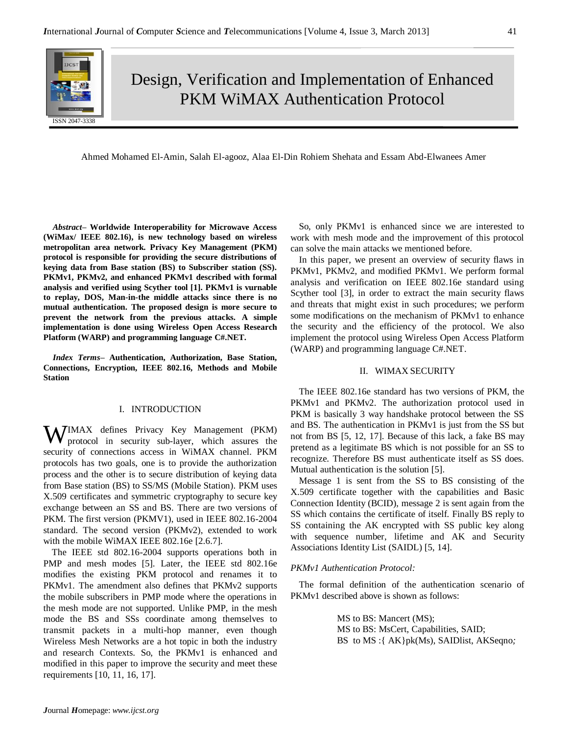# Design, Verification and Implementation of Enhanced PKM WiMAX Authentication Protocol

Ahmed Mohamed El-Amin, Salah El-agooz, Alaa El-Din Rohiem Shehata and Essam Abd-Elwanees Amer

***Abstract*– Worldwide Interoperability for Microwave Access (WiMax/ IEEE 802.16), is new technology based on wireless metropolitan area network. Privacy Key Management (PKM) protocol is responsible for providing the secure distributions of keying data from Base station (BS) to Subscriber station (SS). PKMv1, PKMv2, and enhanced PKMv1 described with formal analysis and verified using Scyther tool [1]. PKMv1 is vurnable to replay, DOS, Man-in-the middle attacks since there is no mutual authentication. The proposed design is more secure to prevent the network from the previous attacks. A simple implementation is done using Wireless Open Access Research Platform (WARP) and programming language C#.NET.**

***Index Terms*– Authentication, Authorization, Base Station, Connections, Encryption, IEEE 802.16, Methods and Mobile Station**

## I. INTRODUCTION

WIMAX defines Privacy Key Management (PKM) protocol in security sub-layer, which assures the security of connections access in WiMAX channel. PKM protocols has two goals, one is to provide the authorization process and the other is to secure distribution of keying data from Base station (BS) to SS/MS (Mobile Station). PKM uses X.509 certificates and symmetric cryptography to secure key exchange between an SS and BS. There are two versions of PKM. The first version (PKMV1), used in IEEE 802.16-2004 standard. The second version (PKMv2), extended to work with the mobile WiMAX IEEE 802.16e [2.6.7].

The IEEE std 802.16-2004 supports operations both in PMP and mesh modes [5]. Later, the IEEE std 802.16e modifies the existing PKM protocol and renames it to PKMv1. The amendment also defines that PKMv2 supports the mobile subscribers in PMP mode where the operations in the mesh mode are not supported. Unlike PMP, in the mesh mode the BS and SSs coordinate among themselves to transmit packets in a multi-hop manner, even though Wireless Mesh Networks are a hot topic in both the industry and research Contexts. So, the PKMv1 is enhanced and modified in this paper to improve the security and meet these requirements [10, 11, 16, 17].

So, only PKMv1 is enhanced since we are interested to work with mesh mode and the improvement of this protocol can solve the main attacks we mentioned before.

In this paper, we present an overview of security flaws in PKMv1, PKMv2, and modified PKMv1. We perform formal analysis and verification on IEEE 802.16e standard using Scyther tool [3], in order to extract the main security flaws and threats that might exist in such procedures; we perform some modifications on the mechanism of PKMv1 to enhance the security and the efficiency of the protocol. We also implement the protocol using Wireless Open Access Platform (WARP) and programming language C#.NET.

## II. WIMAX SECURITY

The IEEE 802.16e standard has two versions of PKM, the PKMv1 and PKMv2. The authorization protocol used in PKM is basically 3 way handshake protocol between the SS and BS. The authentication in PKMv1 is just from the SS but not from BS [5, 12, 17]. Because of this lack, a fake BS may pretend as a legitimate BS which is not possible for an SS to recognize. Therefore BS must authenticate itself as SS does. Mutual authentication is the solution [5].

Message 1 is sent from the SS to BS consisting of the X.509 certificate together with the capabilities and Basic Connection Identity (BCID), message 2 is sent again from the SS which contains the certificate of itself. Finally BS reply to SS containing the AK encrypted with SS public key along with sequence number, lifetime and AK and Security Associations Identity List (SAIDL) [5, 14].

### *PKMv1 Authentication Protocol:*

The formal definition of the authentication scenario of PKMv1 described above is shown as follows:

MS to BS: Mancert (MS);
MS to BS: MsCert, Capabilities, SAID;
BS to MS :{ AK}pk(Ms), SAIDlist, AKSeqno*;*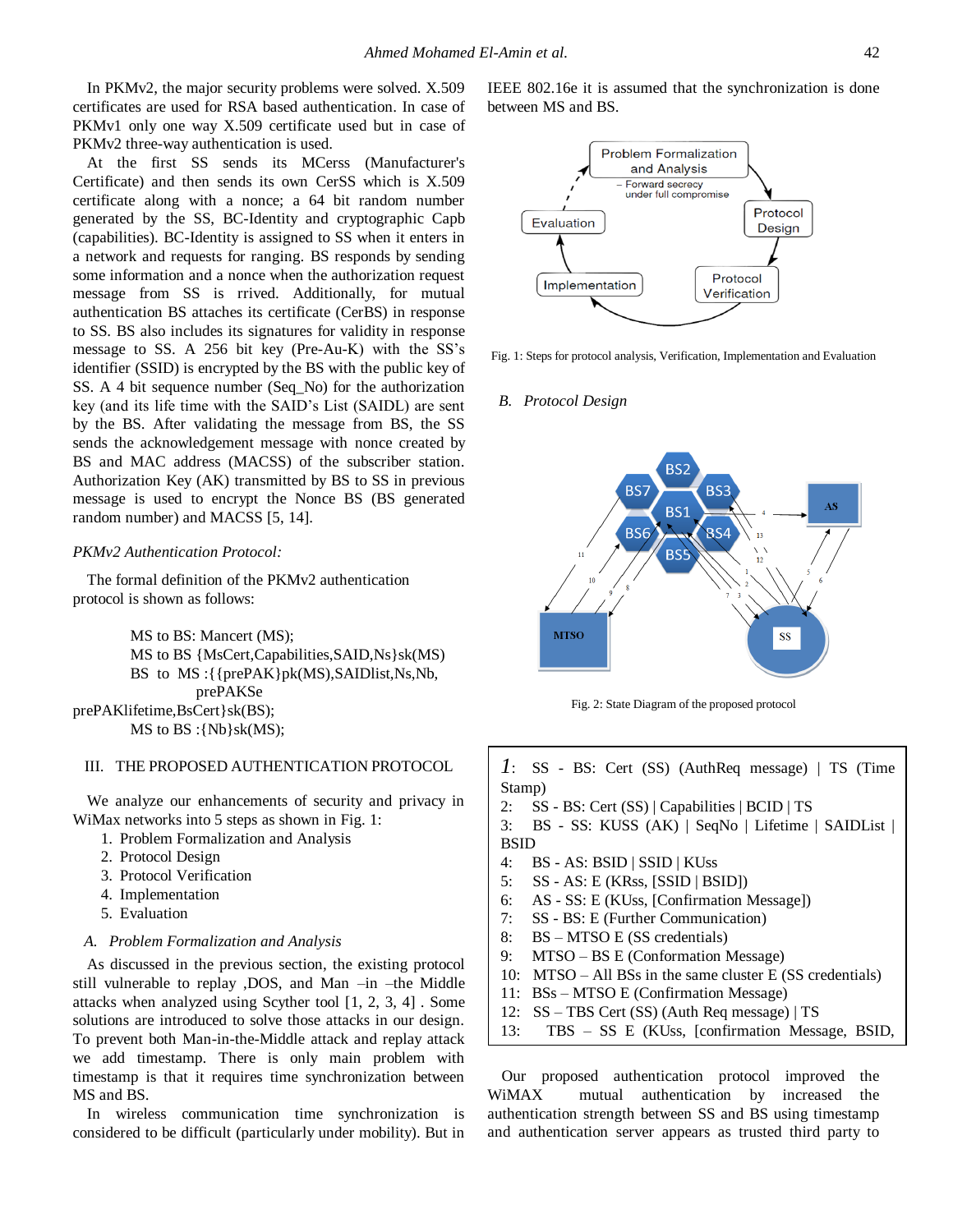In PKMv2, the major security problems were solved. X.509 certificates are used for RSA based authentication. In case of PKMv1 only one way X.509 certificate used but in case of PKMv2 three-way authentication is used.

At the first SS sends its MCerss (Manufacturer's Certificate) and then sends its own CerSS which is X.509 certificate along with a nonce; a 64 bit random number generated by the SS, BC-Identity and cryptographic Capb (capabilities). BC-Identity is assigned to SS when it enters in a network and requests for ranging. BS responds by sending some information and a nonce when the authorization request message from SS is rrived. Additionally, for mutual authentication BS attaches its certificate (CerBS) in response to SS. BS also includes its signatures for validity in response message to SS. A 256 bit key (Pre-Au-K) with the SS's identifier (SSID) is encrypted by the BS with the public key of SS. A 4 bit sequence number (Seq_No) for the authorization key (and its life time with the SAID's List (SAIDL) are sent by the BS. After validating the message from BS, the SS sends the acknowledgement message with nonce created by BS and MAC address (MACSS) of the subscriber station. Authorization Key (AK) transmitted by BS to SS in previous message is used to encrypt the Nonce BS (BS generated random number) and MACSS [5, 14].

*PKMv2 Authentication Protocol:*

The formal definition of the PKMv2 authentication protocol is shown as follows:

MS to BS: Mancert (MS);
MS to BS {MsCert,Capabilities,SAID,Ns}sk(MS)
BS to MS :{{prePAK}pk(MS),SAIDlist,Ns,Nb, prePAKSe prePAKlifetime,BsCert}sk(BS);
MS to BS :{Nb}sk(MS);

## III. THE PROPOSED AUTHENTICATION PROTOCOL

We analyze our enhancements of security and privacy in WiMax networks into 5 steps as shown in Fig. 1:

1. Problem Formalization and Analysis
2. Protocol Design
3. Protocol Verification
4. Implementation
5. Evaluation

### *A. Problem Formalization and Analysis*

As discussed in the previous section, the existing protocol still vulnerable to replay ,DOS, and Man –in –the Middle attacks when analyzed using Scyther tool [1, 2, 3, 4] . Some solutions are introduced to solve those attacks in our design. To prevent both Man-in-the-Middle attack and replay attack we add timestamp. There is only main problem with timestamp is that it requires time synchronization between MS and BS.

In wireless communication time synchronization is considered to be difficult (particularly under mobility). But in IEEE 802.16e it is assumed that the synchronization is done between MS and BS.

Fig. 1: Steps for protocol analysis, Verification, Implementation and Evaluation

### *B. Protocol Design*

Fig. 2: State Diagram of the proposed protocol

1: SS - BS: Cert (SS) (AuthReq message) | TS (Time Stamp)
2: SS - BS: Cert (SS) | Capabilities | BCID | TS
3: BS - SS: KUSS (AK) | SeqNo | Lifetime | SAIDList | BSID
4: BS - AS: BSID | SSID | KUss
5: SS - AS: E (KRss, [SSID | BSID])
6: AS - SS: E (KUss, [Confirmation Message])
7: SS - BS: E (Further Communication)
8: BS – MTSO E (SS credentials)
9: MTSO – BS E (Conformation Message)
10: MTSO – All BSs in the same cluster E (SS credentials)
11: BSs – MTSO E (Confirmation Message)
12: SS – TBS Cert (SS) (Auth Req message) | TS
13: TBS – SS E (KUss, [confirmation Message, BSID,

Our proposed authentication protocol improved the WiMAX mutual authentication by increased the authentication strength between SS and BS using timestamp and authentication server appears as trusted third party to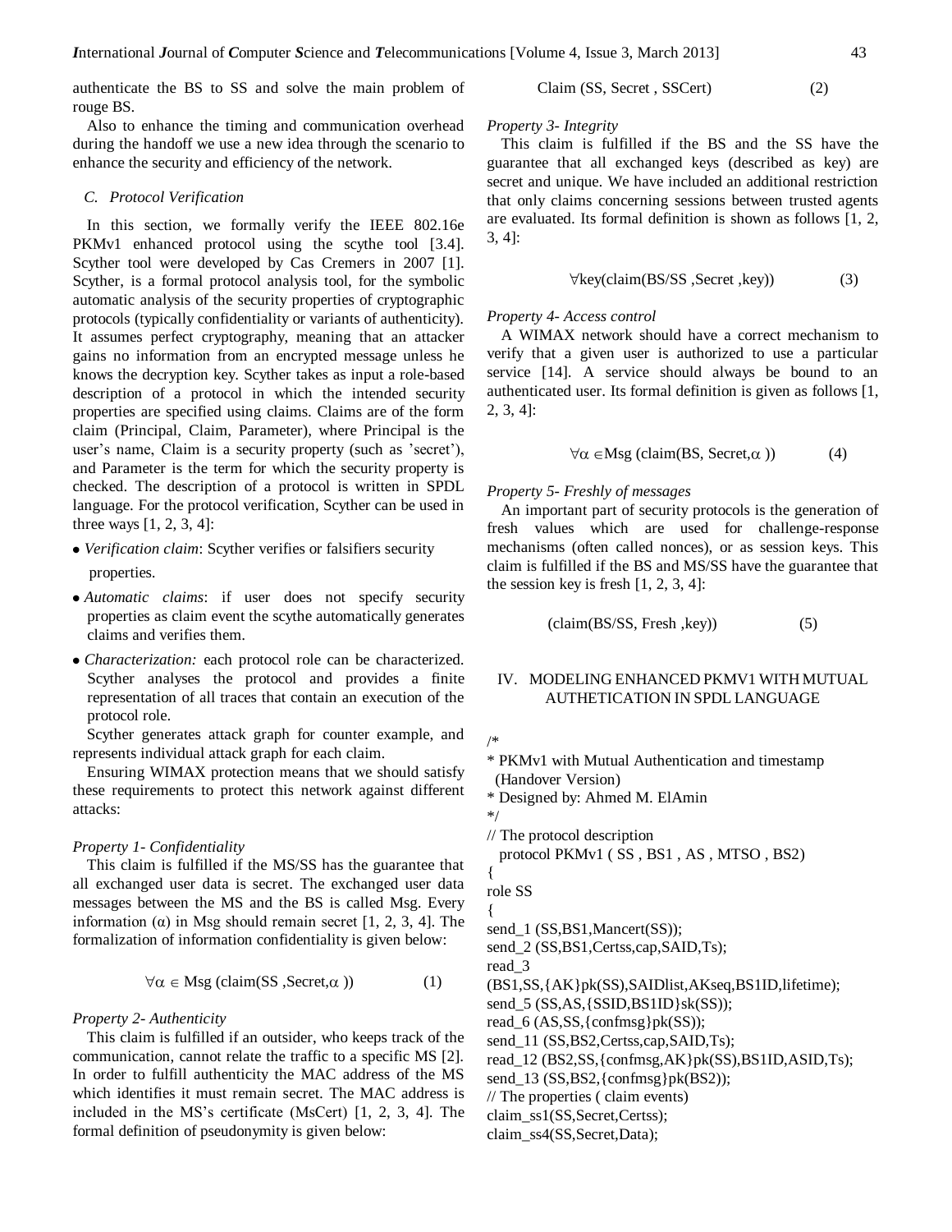authenticate the BS to SS and solve the main problem of rouge BS.

Also to enhance the timing and communication overhead during the handoff we use a new idea through the scenario to enhance the security and efficiency of the network.

### *C. Protocol Verification*

In this section, we formally verify the IEEE 802.16e PKMv1 enhanced protocol using the scythe tool [3.4]. Scyther tool were developed by Cas Cremers in 2007 [1]. Scyther, is a formal protocol analysis tool, for the symbolic automatic analysis of the security properties of cryptographic protocols (typically confidentiality or variants of authenticity). It assumes perfect cryptography, meaning that an attacker gains no information from an encrypted message unless he knows the decryption key. Scyther takes as input a role-based description of a protocol in which the intended security properties are specified using claims. Claims are of the form claim (Principal, Claim, Parameter), where Principal is the user's name, Claim is a security property (such as 'secret'), and Parameter is the term for which the security property is checked. The description of a protocol is written in SPDL language. For the protocol verification, Scyther can be used in three ways [1, 2, 3, 4]:

- *Verification claim*: Scyther verifies or falsifiers security properties.
- *Automatic claims*: if user does not specify security properties as claim event the scythe automatically generates claims and verifies them.
- *Characterization:* each protocol role can be characterized. Scyther analyses the protocol and provides a finite representation of all traces that contain an execution of the protocol role.

Scyther generates attack graph for counter example, and represents individual attack graph for each claim.

Ensuring WIMAX protection means that we should satisfy these requirements to protect this network against different attacks:

*Property 1- Confidentiality*

This claim is fulfilled if the MS/SS has the guarantee that all exchanged user data is secret. The exchanged user data messages between the MS and the BS is called Msg. Every information ($\alpha$) in Msg should remain secret [1, 2, 3, 4]. The formalization of information confidentiality is given below:

$$\forall\alpha \in \text{Msg (claim(SS ,Secret,}\alpha\text{ ))} \qquad (1)$$

*Property 2- Authenticity*

This claim is fulfilled if an outsider, who keeps track of the communication, cannot relate the traffic to a specific MS [2]. In order to fulfill authenticity the MAC address of the MS which identifies it must remain secret. The MAC address is included in the MS's certificate (MsCert) [1, 2, 3, 4]. The formal definition of pseudonymity is given below:

$$\text{Claim (SS, Secret , SSCert)} \qquad (2)$$

*Property 3- Integrity*

This claim is fulfilled if the BS and the SS have the guarantee that all exchanged keys (described as key) are secret and unique. We have included an additional restriction that only claims concerning sessions between trusted agents are evaluated. Its formal definition is shown as follows [1, 2, 3, 4]:

$$\forall\text{key(claim(BS/SS ,Secret ,key))} \qquad (3)$$

*Property 4- Access control*

A WIMAX network should have a correct mechanism to verify that a given user is authorized to use a particular service [14]. A service should always be bound to an authenticated user. Its formal definition is given as follows [1, 2, 3, 4]:

$$\forall\alpha \in\text{Msg (claim(BS, Secret,}\alpha\text{ ))} \qquad (4)$$

*Property 5- Freshly of messages*

An important part of security protocols is the generation of fresh values which are used for challenge-response mechanisms (often called nonces), or as session keys. This claim is fulfilled if the BS and MS/SS have the guarantee that the session key is fresh [1, 2, 3, 4]:

$$\text{(claim(BS/SS, Fresh ,key))} \qquad (5)$$

## IV. MODELING ENHANCED PKMV1 WITH MUTUAL AUTHETICATION IN SPDL LANGUAGE

```
/*
* PKMv1 with Mutual Authentication and timestamp
  (Handover Version)
* Designed by: Ahmed M. ElAmin
*/
// The protocol description
  protocol PKMv1 ( SS , BS1 , AS , MTSO , BS2)
{
role SS
{
send_1 (SS,BS1,Mancert(SS));
send_2 (SS,BS1,Certss,cap,SAID,Ts);
read_3
(BS1,SS,{AK}pk(SS),SAIDlist,AKseq,BS1ID,lifetime);
send_5 (SS,AS,{SSID,BS1ID}sk(SS));
read_6 (AS,SS,{confmsg}pk(SS));
send_11 (SS,BS2,Certss,cap,SAID,Ts);
read_12 (BS2,SS,{confmsg,AK}pk(SS),BS1ID,ASID,Ts);
send_13 (SS,BS2,{confmsg}pk(BS2));
// The properties ( claim events)
claim_ss1(SS,Secret,Certss);
claim_ss4(SS,Secret,Data);
```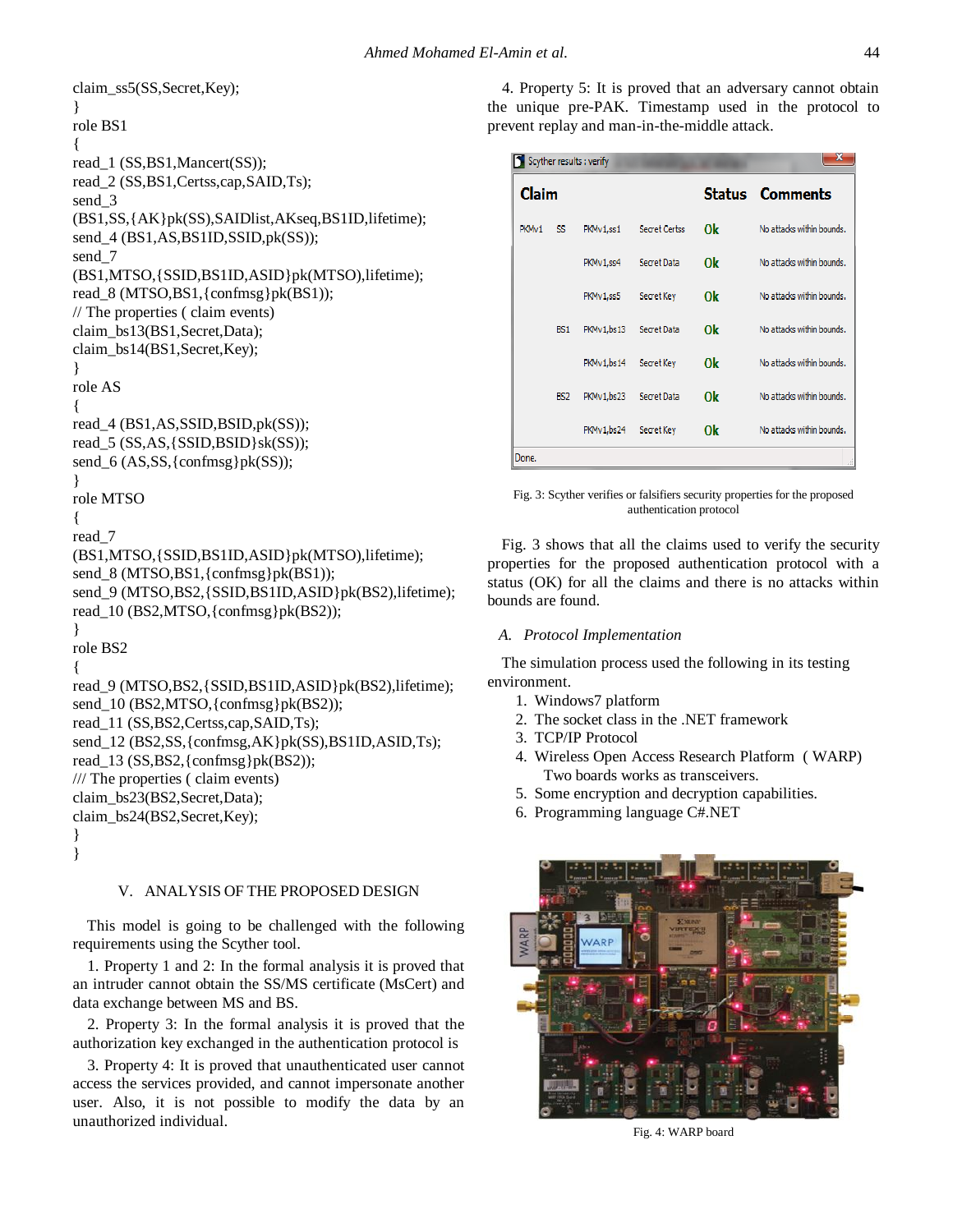```
claim_ss5(SS,Secret,Key);
}
role BS1
{
read_1 (SS,BS1,Mancert(SS));
read_2 (SS,BS1,Certss,cap,SAID,Ts);
send_3
(BS1,SS,{AK}pk(SS),SAIDlist,AKseq,BS1ID,lifetime);
send_4 (BS1,AS,BS1ID,SSID,pk(SS));
send_7
(BS1,MTSO,{SSID,BS1ID,ASID}pk(MTSO),lifetime);
read_8 (MTSO,BS1,{confmsg}pk(BS1));
// The properties ( claim events)
claim_bs13(BS1,Secret,Data);
claim_bs14(BS1,Secret,Key);
}
role AS
{
read_4 (BS1,AS,SSID,BSID,pk(SS));
read_5 (SS,AS,{SSID,BSID}sk(SS));
send_6 (AS,SS,{confmsg}pk(SS));
}
role MTSO
{
read_7
(BS1,MTSO,{SSID,BS1ID,ASID}pk(MTSO),lifetime);
send_8 (MTSO,BS1,{confmsg}pk(BS1));
send_9 (MTSO,BS2,{SSID,BS1ID,ASID}pk(BS2),lifetime);
read_10 (BS2,MTSO,{confmsg}pk(BS2));
}
role BS2
{
read_9 (MTSO,BS2,{SSID,BS1ID,ASID}pk(BS2),lifetime);
send_10 (BS2,MTSO,{confmsg}pk(BS2));
read_11 (SS,BS2,Certss,cap,SAID,Ts);
send_12 (BS2,SS,{confmsg,AK}pk(SS),BS1ID,ASID,Ts);
read_13 (SS,BS2,{confmsg}pk(BS2));
/// The properties ( claim events)
claim_bs23(BS2,Secret,Data);
claim_bs24(BS2,Secret,Key);
}
}
```

## V. ANALYSIS OF THE PROPOSED DESIGN

This model is going to be challenged with the following requirements using the Scyther tool.

1. Property 1 and 2: In the formal analysis it is proved that an intruder cannot obtain the SS/MS certificate (MsCert) and data exchange between MS and BS.

2. Property 3: In the formal analysis it is proved that the authorization key exchanged in the authentication protocol is

3. Property 4: It is proved that unauthenticated user cannot access the services provided, and cannot impersonate another user. Also, it is not possible to modify the data by an unauthorized individual.

4. Property 5: It is proved that an adversary cannot obtain the unique pre-PAK. Timestamp used in the protocol to prevent replay and man-in-the-middle attack.

Scyther results : verify

| Claim | | | | Status | Comments |
|---|---|---|---|---|---|
| PKMv1 | SS | PKMv1,ss1 | Secret Certss | Ok | No attacks within bounds. |
| | | PKMv1,ss4 | Secret Data | Ok | No attacks within bounds. |
| | | PKMv1,ss5 | Secret Key | Ok | No attacks within bounds. |
| | BS1 | PKMv1,bs13 | Secret Data | Ok | No attacks within bounds. |
| | | PKMv1,bs14 | Secret Key | Ok | No attacks within bounds. |
| | BS2 | PKMv1,bs23 | Secret Data | Ok | No attacks within bounds. |
| | | PKMv1,bs24 | Secret Key | Ok | No attacks within bounds. |

Done.

Fig. 3: Scyther verifies or falsifiers security properties for the proposed authentication protocol

Fig. 3 shows that all the claims used to verify the security properties for the proposed authentication protocol with a status (OK) for all the claims and there is no attacks within bounds are found.

### *A. Protocol Implementation*

The simulation process used the following in its testing environment.

1. Windows7 platform
2. The socket class in the .NET framework
3. TCP/IP Protocol
4. Wireless Open Access Research Platform ( WARP) Two boards works as transceivers.
5. Some encryption and decryption capabilities.
6. Programming language C#.NET

Fig. 4: WARP board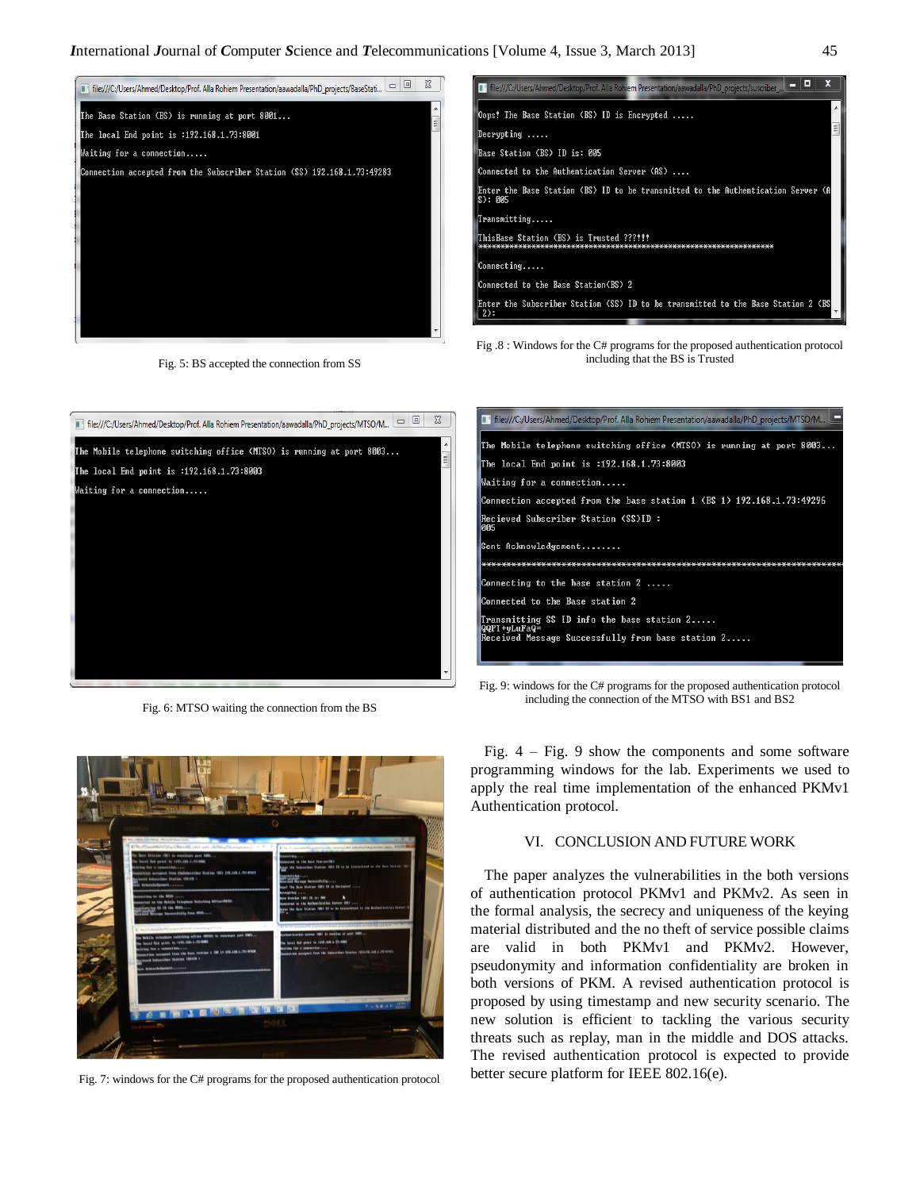Fig. 5: BS accepted the connection from SS

Fig .8 : Windows for the C# programs for the proposed authentication protocol including that the BS is Trusted

Fig. 6: MTSO waiting the connection from the BS

Fig. 9: windows for the C# programs for the proposed authentication protocol including the connection of the MTSO with BS1 and BS2

Fig. 7: windows for the C# programs for the proposed authentication protocol

Fig. 4 – Fig. 9 show the components and some software programming windows for the lab. Experiments we used to apply the real time implementation of the enhanced PKMv1 Authentication protocol.

## VI. CONCLUSION AND FUTURE WORK

The paper analyzes the vulnerabilities in the both versions of authentication protocol PKMv1 and PKMv2. As seen in the formal analysis, the secrecy and uniqueness of the keying material distributed and the no theft of service possible claims are valid in both PKMv1 and PKMv2. However, pseudonymity and information confidentiality are broken in both versions of PKM. A revised authentication protocol is proposed by using timestamp and new security scenario. The new solution is efficient to tackling the various security threats such as replay, man in the middle and DOS attacks. The revised authentication protocol is expected to provide better secure platform for IEEE 802.16(e).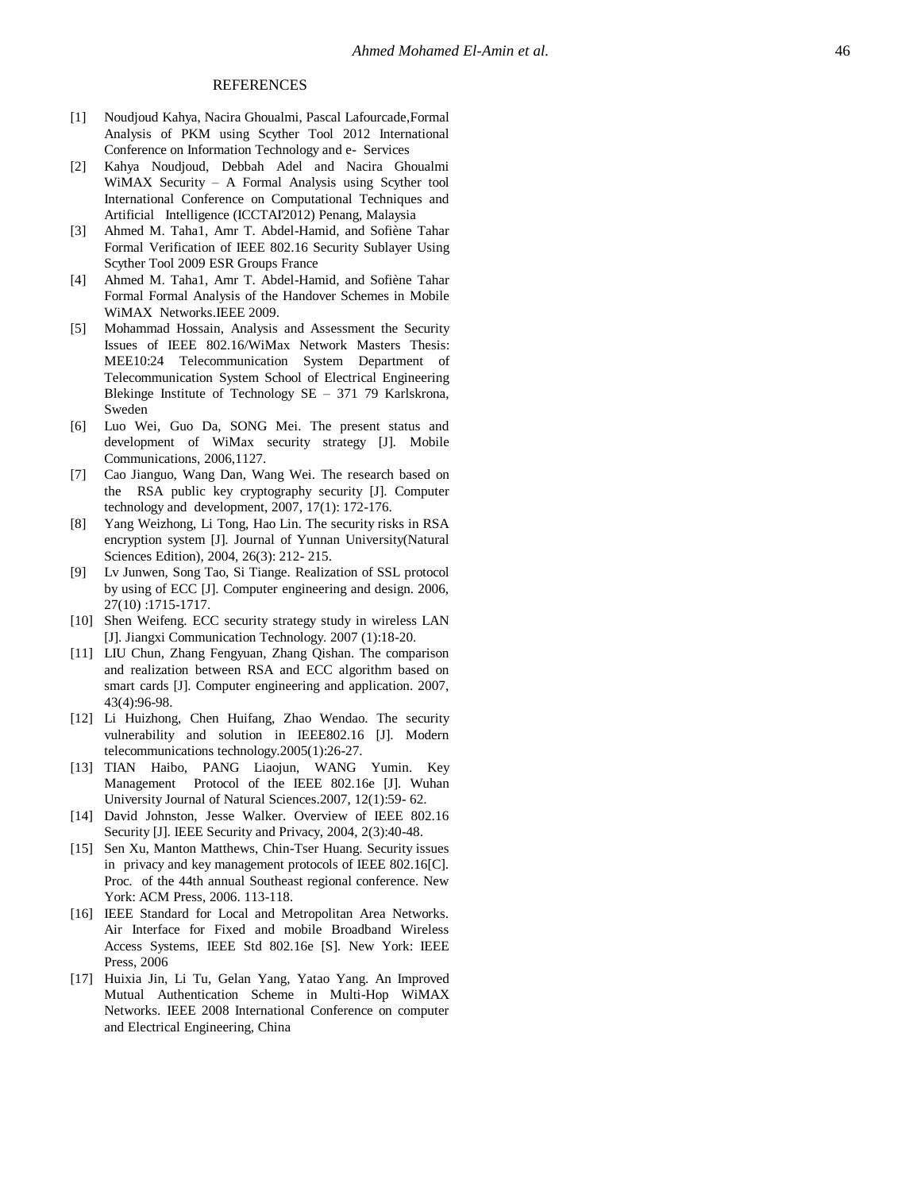## REFERENCES

[1] Noudjoud Kahya, Nacira Ghoualmi, Pascal Lafourcade,Formal Analysis of PKM using Scyther Tool 2012 International Conference on Information Technology and e- Services

[2] Kahya Noudjoud, Debbah Adel and Nacira Ghoualmi WiMAX Security – A Formal Analysis using Scyther tool International Conference on Computational Techniques and Artificial Intelligence (ICCTAI'2012) Penang, Malaysia

[3] Ahmed M. Taha1, Amr T. Abdel-Hamid, and Sofiène Tahar Formal Verification of IEEE 802.16 Security Sublayer Using Scyther Tool 2009 ESR Groups France

[4] Ahmed M. Taha1, Amr T. Abdel-Hamid, and Sofiène Tahar Formal Formal Analysis of the Handover Schemes in Mobile WiMAX Networks.IEEE 2009.

[5] Mohammad Hossain, Analysis and Assessment the Security Issues of IEEE 802.16/WiMax Network Masters Thesis: MEE10:24 Telecommunication System Department of Telecommunication System School of Electrical Engineering Blekinge Institute of Technology SE – 371 79 Karlskrona, Sweden

[6] Luo Wei, Guo Da, SONG Mei. The present status and development of WiMax security strategy [J]. Mobile Communications, 2006,1127.

[7] Cao Jianguo, Wang Dan, Wang Wei. The research based on the RSA public key cryptography security [J]. Computer technology and development, 2007, 17(1): 172-176.

[8] Yang Weizhong, Li Tong, Hao Lin. The security risks in RSA encryption system [J]. Journal of Yunnan University(Natural Sciences Edition), 2004, 26(3): 212- 215.

[9] Lv Junwen, Song Tao, Si Tiange. Realization of SSL protocol by using of ECC [J]. Computer engineering and design. 2006, 27(10) :1715-1717.

[10] Shen Weifeng. ECC security strategy study in wireless LAN [J]. Jiangxi Communication Technology. 2007 (1):18-20.

[11] LIU Chun, Zhang Fengyuan, Zhang Qishan. The comparison and realization between RSA and ECC algorithm based on smart cards [J]. Computer engineering and application. 2007, 43(4):96-98.

[12] Li Huizhong, Chen Huifang, Zhao Wendao. The security vulnerability and solution in IEEE802.16 [J]. Modern telecommunications technology.2005(1):26-27.

[13] TIAN Haibo, PANG Liaojun, WANG Yumin. Key Management Protocol of the IEEE 802.16e [J]. Wuhan University Journal of Natural Sciences.2007, 12(1):59- 62.

[14] David Johnston, Jesse Walker. Overview of IEEE 802.16 Security [J]. IEEE Security and Privacy, 2004, 2(3):40-48.

[15] Sen Xu, Manton Matthews, Chin-Tser Huang. Security issues in privacy and key management protocols of IEEE 802.16[C]. Proc. of the 44th annual Southeast regional conference. New York: ACM Press, 2006. 113-118.

[16] IEEE Standard for Local and Metropolitan Area Networks. Air Interface for Fixed and mobile Broadband Wireless Access Systems, IEEE Std 802.16e [S]. New York: IEEE Press, 2006

[17] Huixia Jin, Li Tu, Gelan Yang, Yatao Yang. An Improved Mutual Authentication Scheme in Multi-Hop WiMAX Networks. IEEE 2008 International Conference on computer and Electrical Engineering, China